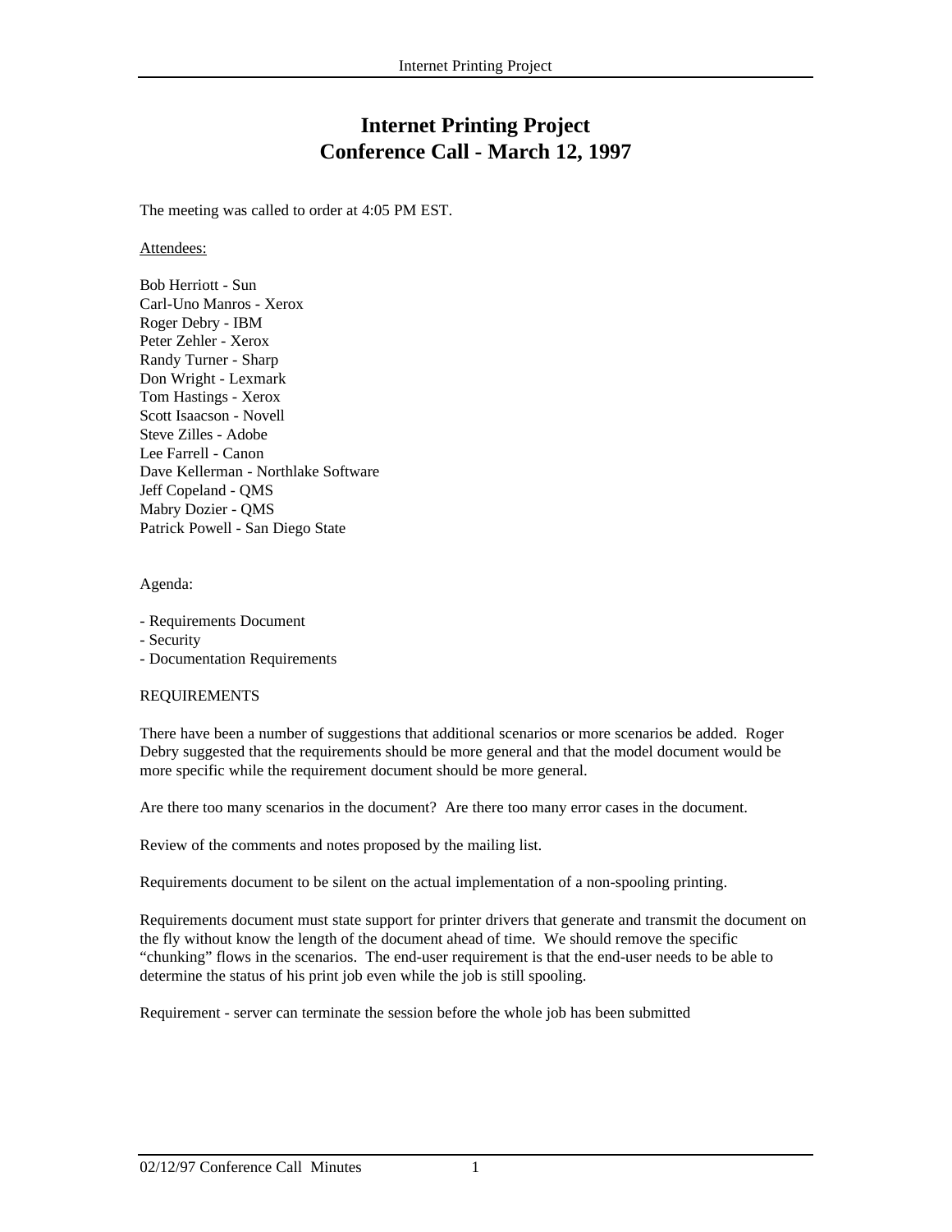# Internet Printing Project
# Conference Call - March 12, 1997

The meeting was called to order at 4:05 PM EST.

Attendees:

Bob Herriott - Sun
Carl-Uno Manros - Xerox
Roger Debry - IBM
Peter Zehler - Xerox
Randy Turner - Sharp
Don Wright - Lexmark
Tom Hastings - Xerox
Scott Isaacson - Novell
Steve Zilles - Adobe
Lee Farrell - Canon
Dave Kellerman - Northlake Software
Jeff Copeland - QMS
Mabry Dozier - QMS
Patrick Powell - San Diego State

Agenda:

- Requirements Document
- Security
- Documentation Requirements

REQUIREMENTS

There have been a number of suggestions that additional scenarios or more scenarios be added. Roger Debry suggested that the requirements should be more general and that the model document would be more specific while the requirement document should be more general.

Are there too many scenarios in the document? Are there too many error cases in the document.

Review of the comments and notes proposed by the mailing list.

Requirements document to be silent on the actual implementation of a non-spooling printing.

Requirements document must state support for printer drivers that generate and transmit the document on the fly without know the length of the document ahead of time. We should remove the specific "chunking" flows in the scenarios. The end-user requirement is that the end-user needs to be able to determine the status of his print job even while the job is still spooling.

Requirement - server can terminate the session before the whole job has been submitted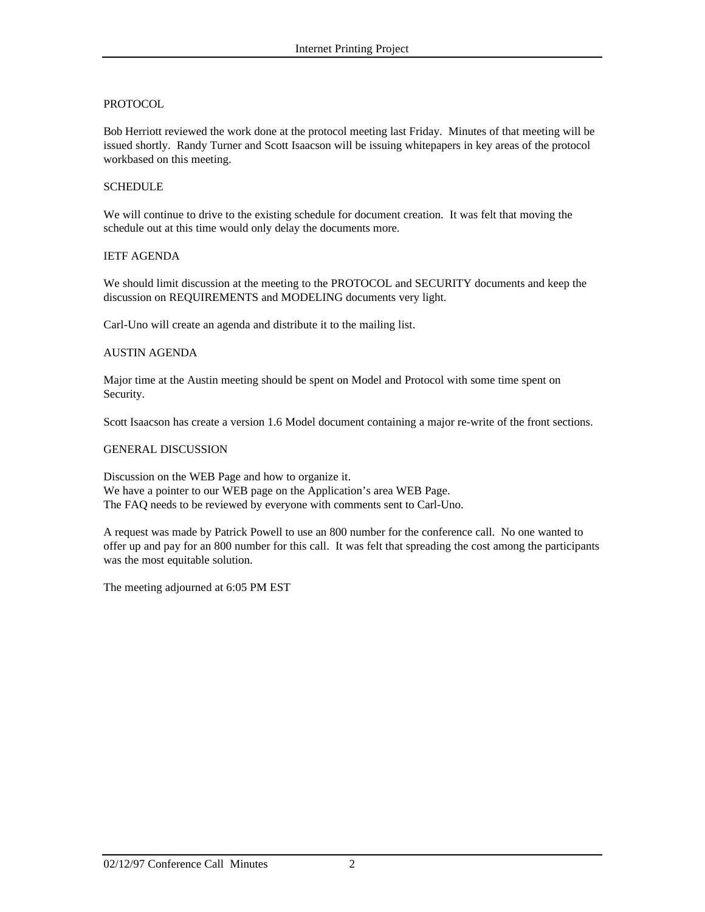PROTOCOL

Bob Herriott reviewed the work done at the protocol meeting last Friday. Minutes of that meeting will be issued shortly. Randy Turner and Scott Isaacson will be issuing whitepapers in key areas of the protocol workbased on this meeting.

SCHEDULE

We will continue to drive to the existing schedule for document creation. It was felt that moving the schedule out at this time would only delay the documents more.

IETF AGENDA

We should limit discussion at the meeting to the PROTOCOL and SECURITY documents and keep the discussion on REQUIREMENTS and MODELING documents very light.

Carl-Uno will create an agenda and distribute it to the mailing list.

AUSTIN AGENDA

Major time at the Austin meeting should be spent on Model and Protocol with some time spent on Security.

Scott Isaacson has create a version 1.6 Model document containing a major re-write of the front sections.

GENERAL DISCUSSION

Discussion on the WEB Page and how to organize it.
We have a pointer to our WEB page on the Application's area WEB Page.
The FAQ needs to be reviewed by everyone with comments sent to Carl-Uno.

A request was made by Patrick Powell to use an 800 number for the conference call. No one wanted to offer up and pay for an 800 number for this call. It was felt that spreading the cost among the participants was the most equitable solution.

The meeting adjourned at 6:05 PM EST